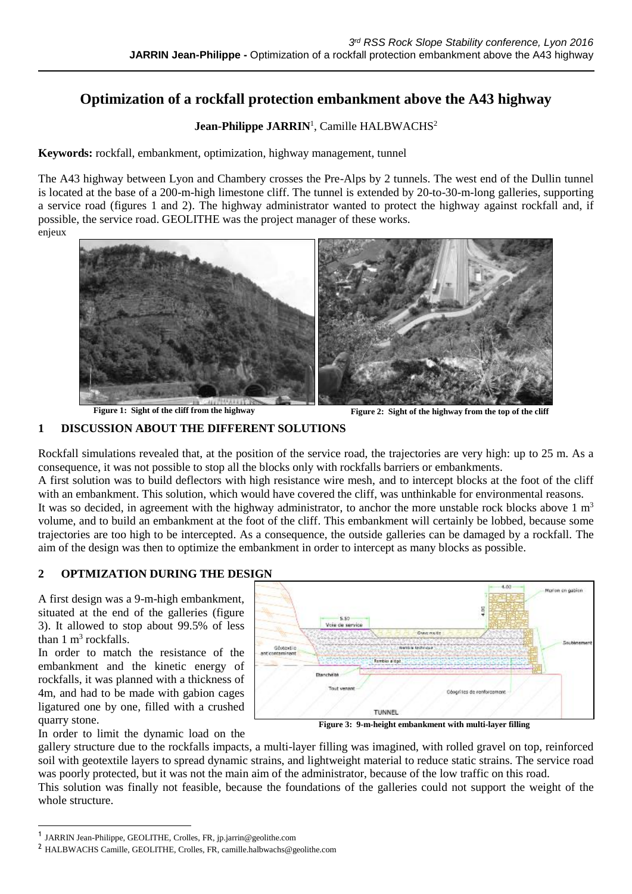# Optimization of a rockfall protection embankment above the A43 highway

**Jean-Philippe JARRIN**[1], Camille HALBWACHS[2]

**Keywords:** rockfall, embankment, optimization, highway management, tunnel

The A43 highway between Lyon and Chambery crosses the Pre-Alps by 2 tunnels. The west end of the Dullin tunnel is located at the base of a 200-m-high limestone cliff. The tunnel is extended by 20-to-30-m-long galleries, supporting a service road (figures 1 and 2). The highway administrator wanted to protect the highway against rockfall and, if possible, the service road. GEOLITHE was the project manager of these works.
enjeux

**Figure 1: Sight of the cliff from the highway**

**Figure 2: Sight of the highway from the top of the cliff**

## 1 DISCUSSION ABOUT THE DIFFERENT SOLUTIONS

Rockfall simulations revealed that, at the position of the service road, the trajectories are very high: up to 25 m. As a consequence, it was not possible to stop all the blocks only with rockfalls barriers or embankments.

A first solution was to build deflectors with high resistance wire mesh, and to intercept blocks at the foot of the cliff with an embankment. This solution, which would have covered the cliff, was unthinkable for environmental reasons.

It was so decided, in agreement with the highway administrator, to anchor the more unstable rock blocks above 1 $m^3$ volume, and to build an embankment at the foot of the cliff. This embankment will certainly be lobbed, because some trajectories are too high to be intercepted. As a consequence, the outside galleries can be damaged by a rockfall. The aim of the design was then to optimize the embankment in order to intercept as many blocks as possible.

## 2 OPTMIZATION DURING THE DESIGN

A first design was a 9-m-high embankment, situated at the end of the galleries (figure 3). It allowed to stop about 99.5% of less than 1 $m^3$ rockfalls.

In order to match the resistance of the embankment and the kinetic energy of rockfalls, it was planned with a thickness of 4m, and had to be made with gabion cages ligatured one by one, filled with a crushed quarry stone.

**Figure 3: 9-m-height embankment with multi-layer filling**

In order to limit the dynamic load on the gallery structure due to the rockfalls impacts, a multi-layer filling was imagined, with rolled gravel on top, reinforced soil with geotextile layers to spread dynamic strains, and lightweight material to reduce static strains. The service road was poorly protected, but it was not the main aim of the administrator, because of the low traffic on this road.

This solution was finally not feasible, because the foundations of the galleries could not support the weight of the whole structure.

[1] JARRIN Jean-Philippe, GEOLITHE, Crolles, FR, jp.jarrin@geolithe.com

[2] HALBWACHS Camille, GEOLITHE, Crolles, FR, camille.halbwachs@geolithe.com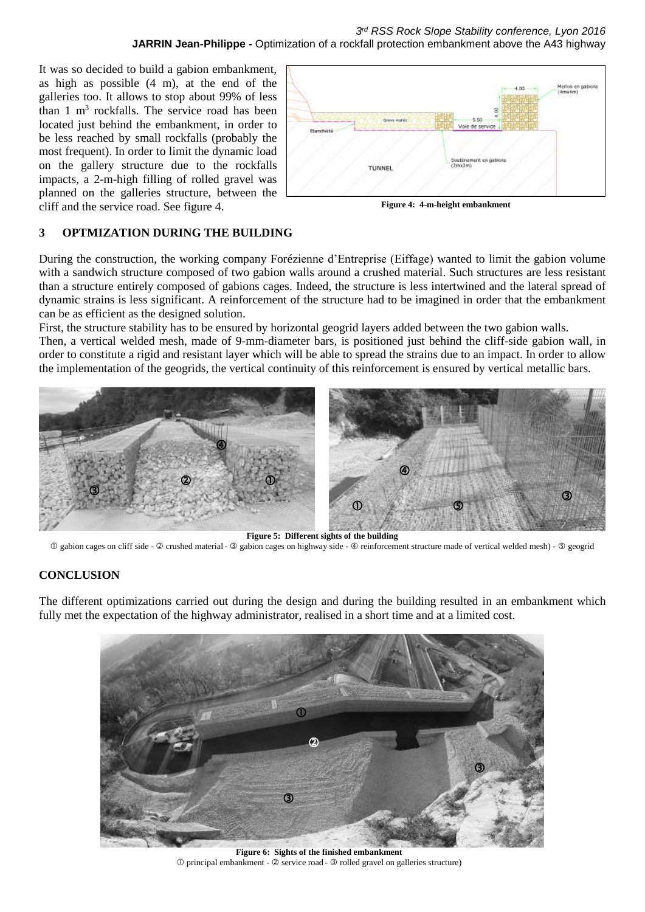It was so decided to build a gabion embankment, as high as possible (4 m), at the end of the galleries too. It allows to stop about 99% of less than 1 $m^3$ rockfalls. The service road has been located just behind the embankment, in order to be less reached by small rockfalls (probably the most frequent). In order to limit the dynamic load on the gallery structure due to the rockfalls impacts, a 2-m-high filling of rolled gravel was planned on the galleries structure, between the cliff and the service road. See figure 4.

4.00
Merlon en gabions (4mx4m)
4.00
Grave roulée
5.50
Voie de service
Etanchéité
Soutènement en gabions (2mx2m)
TUNNEL

**Figure 4: 4-m-height embankment**

## 3 OPTMIZATION DURING THE BUILDING

During the construction, the working company Forézienne d'Entreprise (Eiffage) wanted to limit the gabion volume with a sandwich structure composed of two gabion walls around a crushed material. Such structures are less resistant than a structure entirely composed of gabions cages. Indeed, the structure is less intertwined and the lateral spread of dynamic strains is less significant. A reinforcement of the structure had to be imagined in order that the embankment can be as efficient as the designed solution.

First, the structure stability has to be ensured by horizontal geogrid layers added between the two gabion walls.

Then, a vertical welded mesh, made of 9-mm-diameter bars, is positioned just behind the cliff-side gabion wall, in order to constitute a rigid and resistant layer which will be able to spread the strains due to an impact. In order to allow the implementation of the geogrids, the vertical continuity of this reinforcement is ensured by vertical metallic bars.

**Figure 5: Different sights of the building**

① gabion cages on cliff side - ② crushed material - ③ gabion cages on highway side - ④ reinforcement structure made of vertical welded mesh) - ⑤ geogrid

## CONCLUSION

The different optimizations carried out during the design and during the building resulted in an embankment which fully met the expectation of the highway administrator, realised in a short time and at a limited cost.

**Figure 6: Sights of the finished embankment**

① principal embankment - ② service road - ③ rolled gravel on galleries structure)